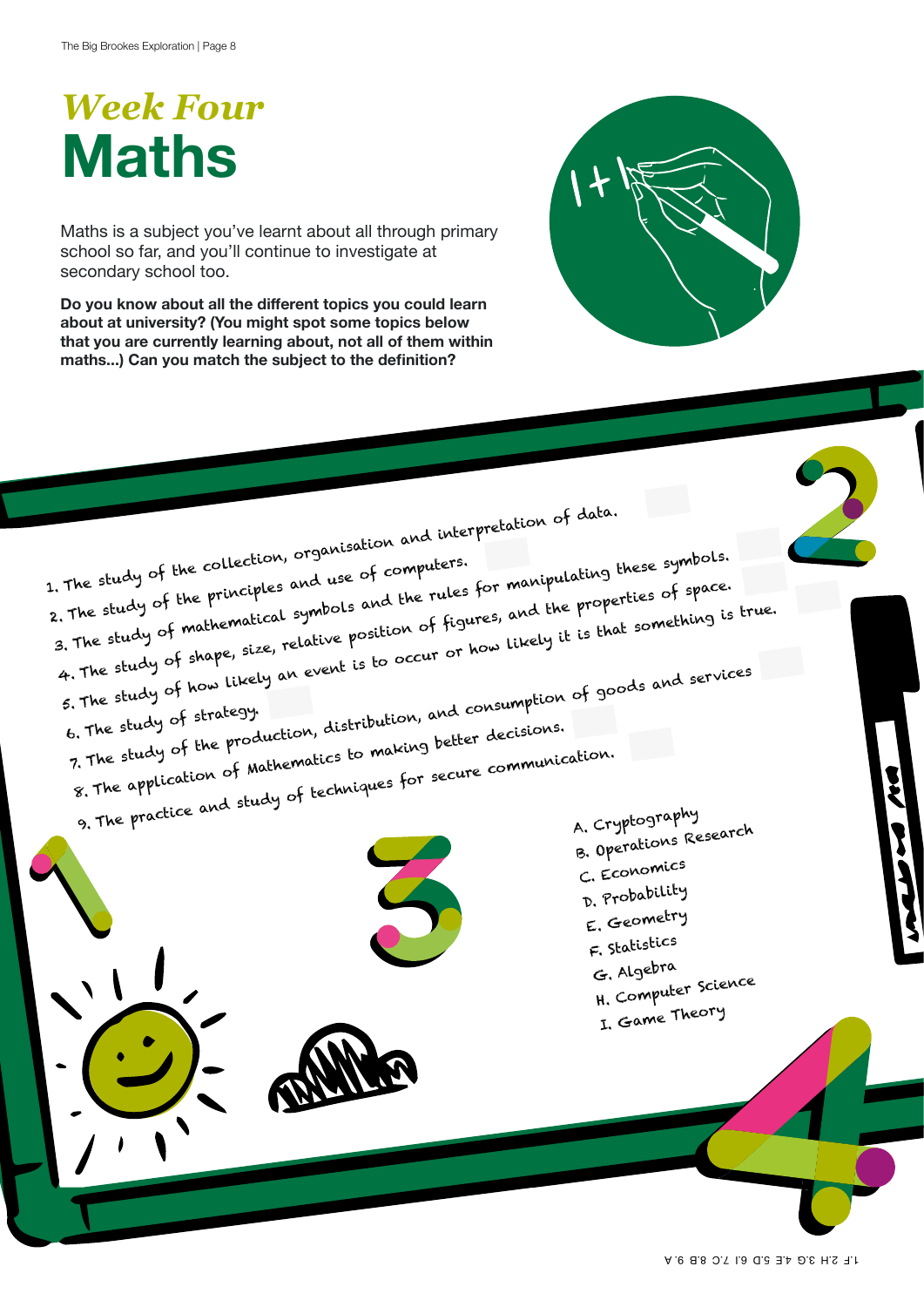# *Week Four*
# Maths

Maths is a subject you've learnt about all through primary school so far, and you'll continue to investigate at secondary school too.

**Do you know about all the different topics you could learn about at university? (You might spot some topics below that you are currently learning about, not all of them within maths...) Can you match the subject to the definition?**

1. The study of the collection, organisation and interpretation of data.
2. The study of the principles and use of computers.
3. The study of mathematical symbols and the rules for manipulating these symbols.
4. The study of shape, size, relative position of figures, and the properties of space.
5. The study of how likely an event is to occur or how likely it is that something is true.
6. The study of strategy.
7. The study of the production, distribution, and consumption of goods and services
8. The application of Mathematics to making better decisions.
9. The practice and study of techniques for secure communication.

A. Cryptography
B. Operations Research
C. Economics
D. Probability
E. Geometry
F. Statistics
G. Algebra
H. Computer Science
I. Game Theory

1.F 2.H 3.G 4.E 5.D 6.I 7.C 8.B 9.A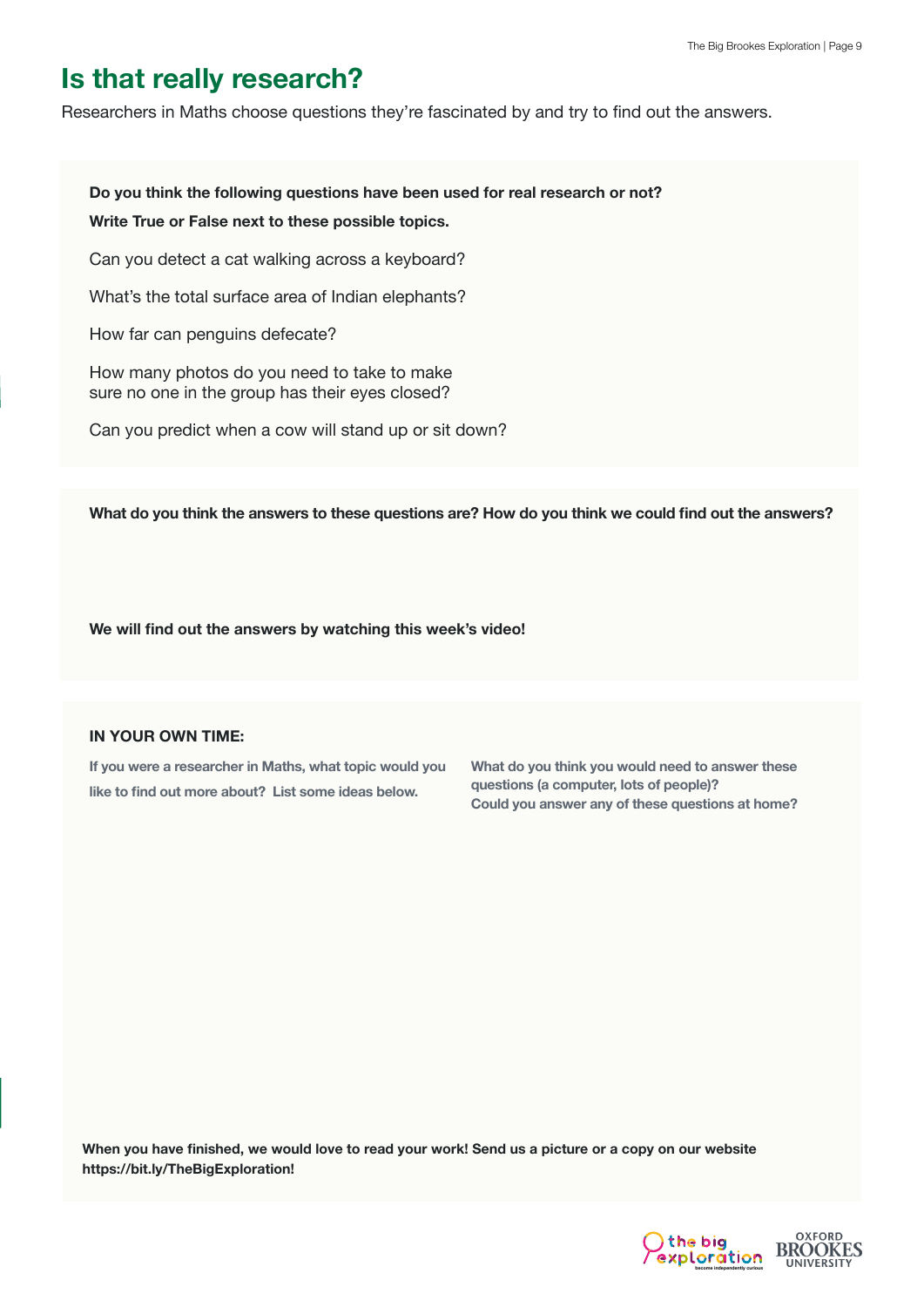# Is that really research?

Researchers in Maths choose questions they're fascinated by and try to find out the answers.

**Do you think the following questions have been used for real research or not?**

**Write True or False next to these possible topics.**

Can you detect a cat walking across a keyboard?

What's the total surface area of Indian elephants?

How far can penguins defecate?

How many photos do you need to take to make sure no one in the group has their eyes closed?

Can you predict when a cow will stand up or sit down?

**What do you think the answers to these questions are? How do you think we could find out the answers?**

**We will find out the answers by watching this week's video!**

**IN YOUR OWN TIME:**

**If you were a researcher in Maths, what topic would you like to find out more about? List some ideas below.**

**What do you think you would need to answer these questions (a computer, lots of people)?**
**Could you answer any of these questions at home?**

**When you have finished, we would love to read your work! Send us a picture or a copy on our website https://bit.ly/TheBigExploration!**